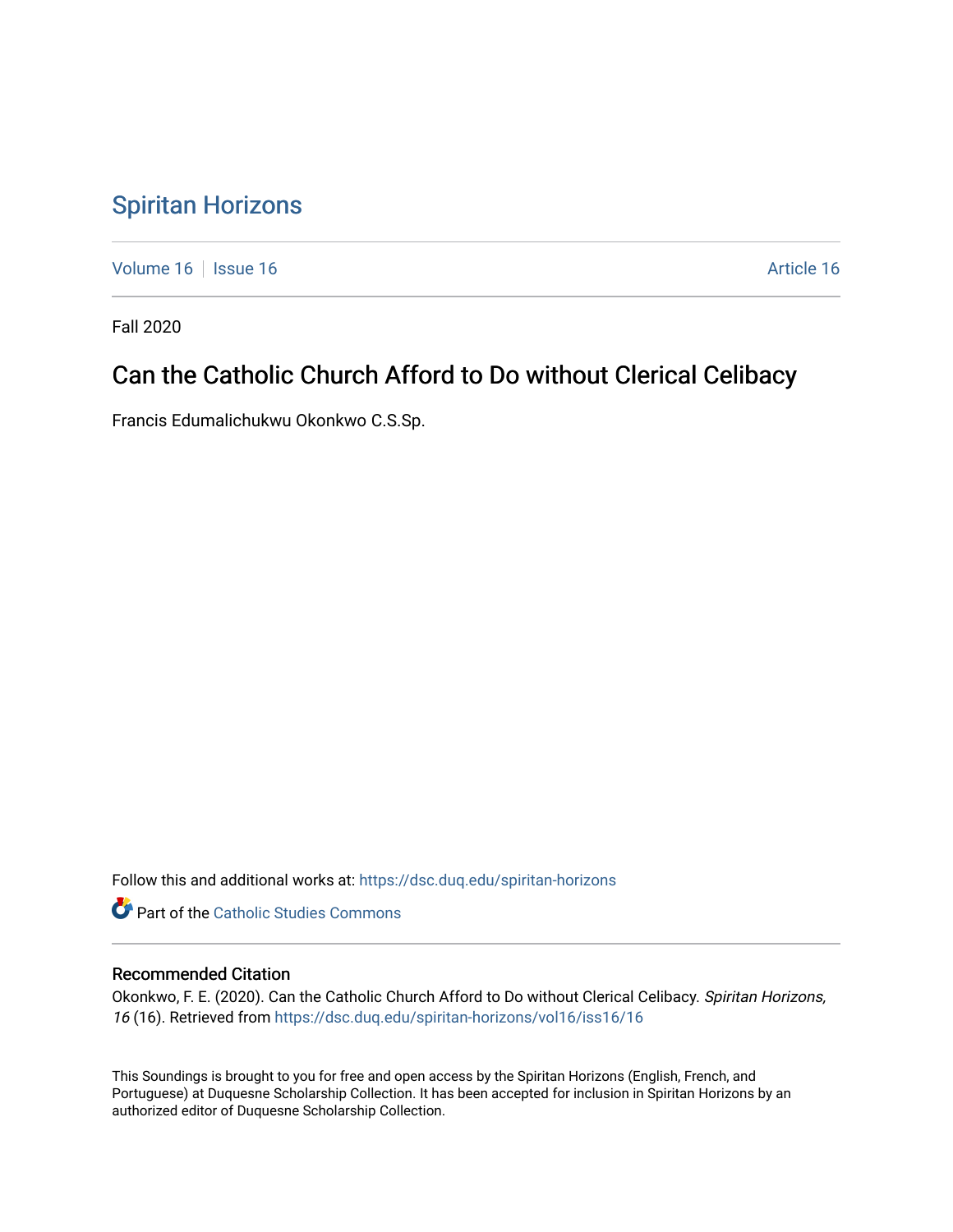# Spiritan Horizons

Volume 16 | Issue 16 Article 16

Fall 2020

## Can the Catholic Church Afford to Do without Clerical Celibacy

Francis Edumalichukwu Okonkwo C.S.Sp.

Follow this and additional works at: https://dsc.duq.edu/spiritan-horizons

Part of the Catholic Studies Commons

### Recommended Citation

Okonkwo, F. E. (2020). Can the Catholic Church Afford to Do without Clerical Celibacy. *Spiritan Horizons, 16* (16). Retrieved from https://dsc.duq.edu/spiritan-horizons/vol16/iss16/16

This Soundings is brought to you for free and open access by the Spiritan Horizons (English, French, and Portuguese) at Duquesne Scholarship Collection. It has been accepted for inclusion in Spiritan Horizons by an authorized editor of Duquesne Scholarship Collection.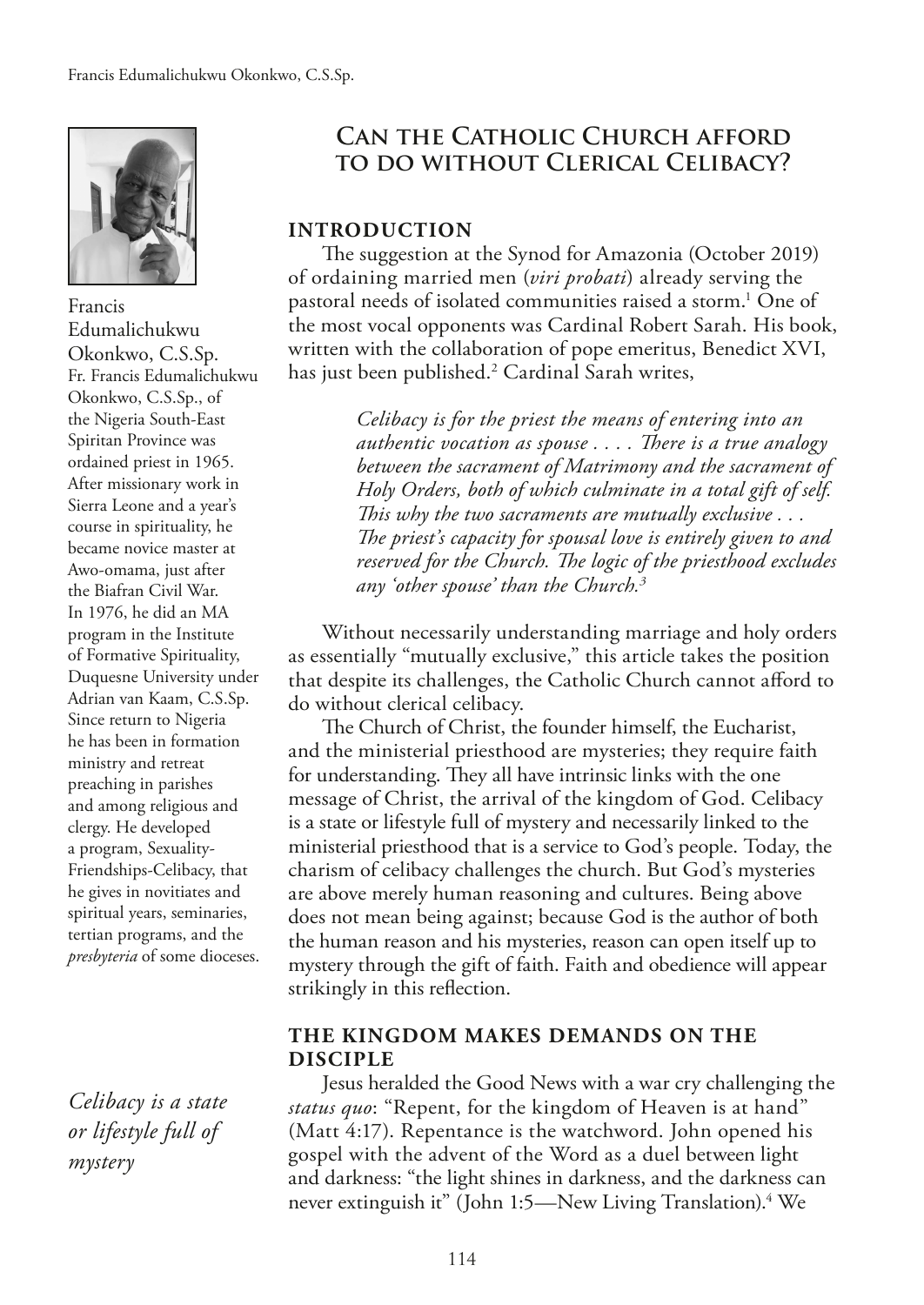# Can the Catholic Church afford to do without Clerical Celibacy?

Francis Edumalichukwu Okonkwo, C.S.Sp.

Fr. Francis Edumalichukwu Okonkwo, C.S.Sp., of the Nigeria South-East Spiritan Province was ordained priest in 1965. After missionary work in Sierra Leone and a year's course in spirituality, he became novice master at Awo-omama, just after the Biafran Civil War. In 1976, he did an MA program in the Institute of Formative Spirituality, Duquesne University under Adrian van Kaam, C.S.Sp. Since return to Nigeria he has been in formation ministry and retreat preaching in parishes and among religious and clergy. He developed a program, Sexuality-Friendships-Celibacy, that he gives in novitiates and spiritual years, seminaries, tertian programs, and the *presbyteria* of some dioceses.

## Introduction

The suggestion at the Synod for Amazonia (October 2019) of ordaining married men (*viri probati*) already serving the pastoral needs of isolated communities raised a storm.[1] One of the most vocal opponents was Cardinal Robert Sarah. His book, written with the collaboration of pope emeritus, Benedict XVI, has just been published.[2] Cardinal Sarah writes,

> *Celibacy is for the priest the means of entering into an authentic vocation as spouse . . . . There is a true analogy between the sacrament of Matrimony and the sacrament of Holy Orders, both of which culminate in a total gift of self. This why the two sacraments are mutually exclusive . . . The priest's capacity for spousal love is entirely given to and reserved for the Church. The logic of the priesthood excludes any 'other spouse' than the Church.[3]*

Without necessarily understanding marriage and holy orders as essentially "mutually exclusive," this article takes the position that despite its challenges, the Catholic Church cannot afford to do without clerical celibacy.

The Church of Christ, the founder himself, the Eucharist, and the ministerial priesthood are mysteries; they require faith for understanding. They all have intrinsic links with the one message of Christ, the arrival of the kingdom of God. Celibacy is a state or lifestyle full of mystery and necessarily linked to the ministerial priesthood that is a service to God's people. Today, the charism of celibacy challenges the church. But God's mysteries are above merely human reasoning and cultures. Being above does not mean being against; because God is the author of both the human reason and his mysteries, reason can open itself up to mystery through the gift of faith. Faith and obedience will appear strikingly in this reflection.

*Celibacy is a state or lifestyle full of mystery*

## The Kingdom Makes Demands on the Disciple

Jesus heralded the Good News with a war cry challenging the *status quo*: "Repent, for the kingdom of Heaven is at hand" (Matt 4:17). Repentance is the watchword. John opened his gospel with the advent of the Word as a duel between light and darkness: "the light shines in darkness, and the darkness can never extinguish it" (John 1:5—New Living Translation).[4] We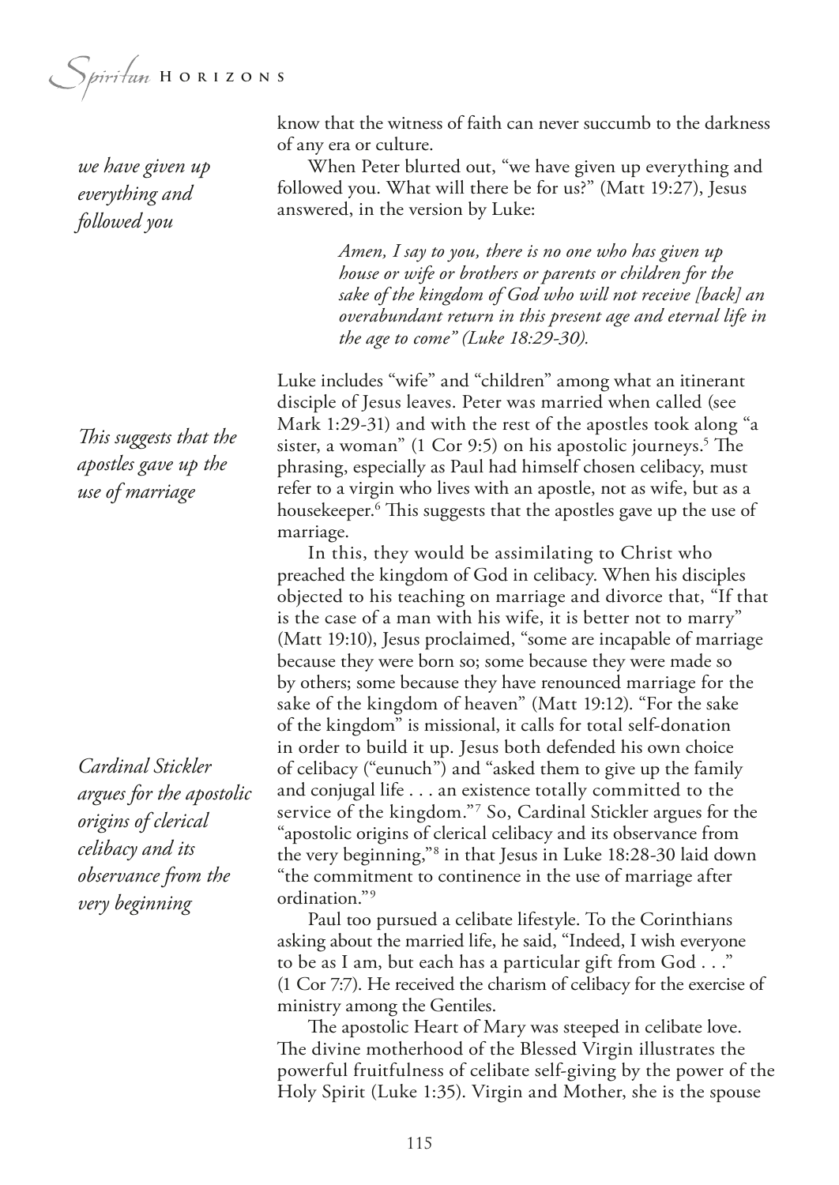know that the witness of faith can never succumb to the darkness of any era or culture.

When Peter blurted out, "we have given up everything and followed you. What will there be for us?" (Matt 19:27), Jesus answered, in the version by Luke:

> *Amen, I say to you, there is no one who has given up house or wife or brothers or parents or children for the sake of the kingdom of God who will not receive [back] an overabundant return in this present age and eternal life in the age to come" (Luke 18:29-30).*

Luke includes "wife" and "children" among what an itinerant disciple of Jesus leaves. Peter was married when called (see Mark 1:29-31) and with the rest of the apostles took along "a sister, a woman" (1 Cor 9:5) on his apostolic journeys.[5] The phrasing, especially as Paul had himself chosen celibacy, must refer to a virgin who lives with an apostle, not as wife, but as a housekeeper.[6] This suggests that the apostles gave up the use of marriage.

In this, they would be assimilating to Christ who preached the kingdom of God in celibacy. When his disciples objected to his teaching on marriage and divorce that, "If that is the case of a man with his wife, it is better not to marry" (Matt 19:10), Jesus proclaimed, "some are incapable of marriage because they were born so; some because they were made so by others; some because they have renounced marriage for the sake of the kingdom of heaven" (Matt 19:12). "For the sake of the kingdom" is missional, it calls for total self-donation in order to build it up. Jesus both defended his own choice of celibacy ("eunuch") and "asked them to give up the family and conjugal life . . . an existence totally committed to the service of the kingdom."[7] So, Cardinal Stickler argues for the "apostolic origins of clerical celibacy and its observance from the very beginning,"[8] in that Jesus in Luke 18:28-30 laid down "the commitment to continence in the use of marriage after ordination."[9]

Paul too pursued a celibate lifestyle. To the Corinthians asking about the married life, he said, "Indeed, I wish everyone to be as I am, but each has a particular gift from God . . ." (1 Cor 7:7). He received the charism of celibacy for the exercise of ministry among the Gentiles.

The apostolic Heart of Mary was steeped in celibate love. The divine motherhood of the Blessed Virgin illustrates the powerful fruitfulness of celibate self-giving by the power of the Holy Spirit (Luke 1:35). Virgin and Mother, she is the spouse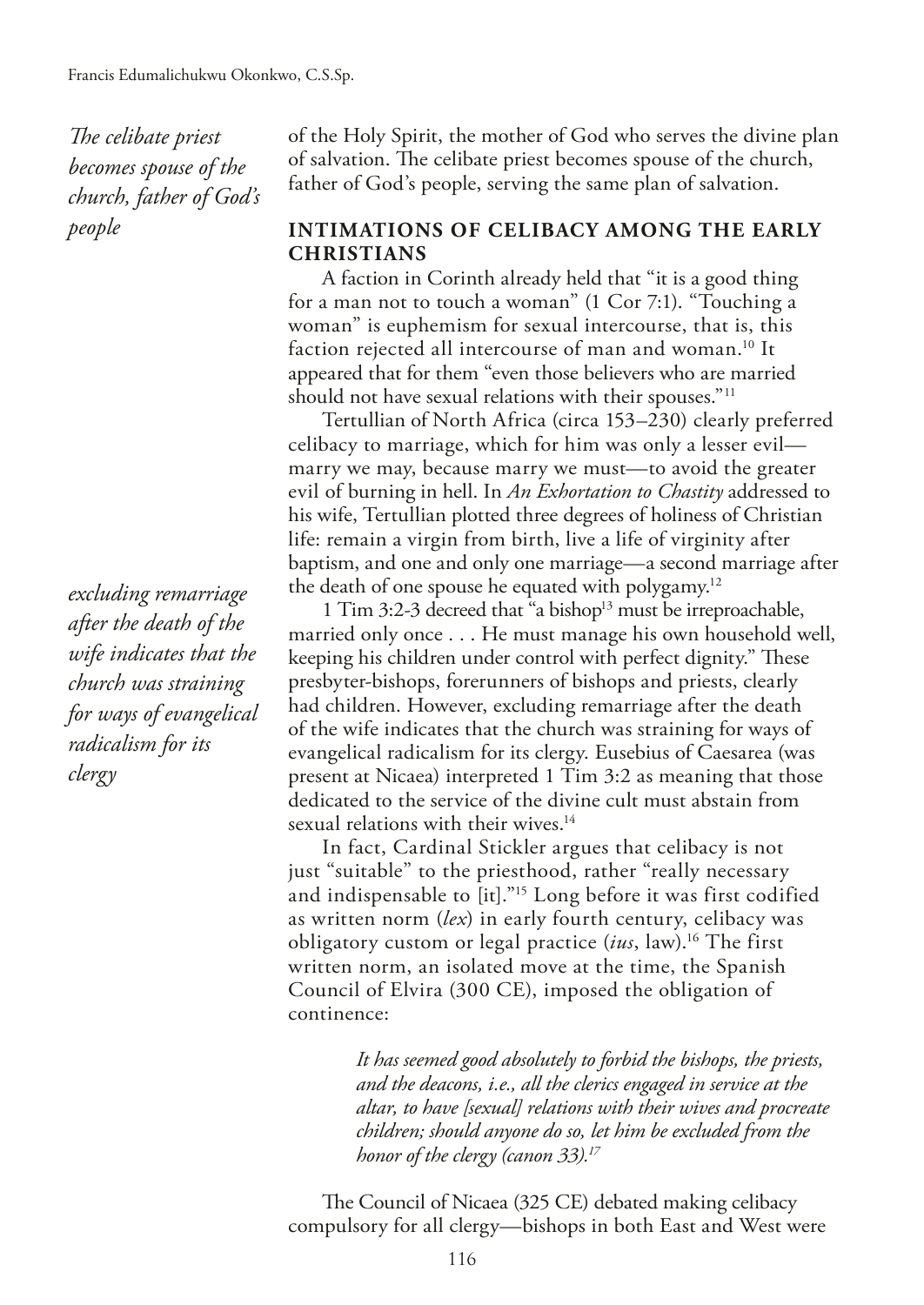*The celibate priest becomes spouse of the church, father of God's people*

of the Holy Spirit, the mother of God who serves the divine plan of salvation. The celibate priest becomes spouse of the church, father of God's people, serving the same plan of salvation.

## INTIMATIONS OF CELIBACY AMONG THE EARLY CHRISTIANS

A faction in Corinth already held that "it is a good thing for a man not to touch a woman" (1 Cor 7:1). "Touching a woman" is euphemism for sexual intercourse, that is, this faction rejected all intercourse of man and woman.[10] It appeared that for them "even those believers who are married should not have sexual relations with their spouses."[11]

Tertullian of North Africa (circa 153–230) clearly preferred celibacy to marriage, which for him was only a lesser evil—marry we may, because marry we must—to avoid the greater evil of burning in hell. In *An Exhortation to Chastity* addressed to his wife, Tertullian plotted three degrees of holiness of Christian life: remain a virgin from birth, live a life of virginity after baptism, and one and only one marriage—a second marriage after the death of one spouse he equated with polygamy.[12]

*excluding remarriage after the death of the wife indicates that the church was straining for ways of evangelical radicalism for its clergy*

1 Tim 3:2-3 decreed that "a bishop[13] must be irreproachable, married only once . . . He must manage his own household well, keeping his children under control with perfect dignity." These presbyter-bishops, forerunners of bishops and priests, clearly had children. However, excluding remarriage after the death of the wife indicates that the church was straining for ways of evangelical radicalism for its clergy. Eusebius of Caesarea (was present at Nicaea) interpreted 1 Tim 3:2 as meaning that those dedicated to the service of the divine cult must abstain from sexual relations with their wives.[14]

In fact, Cardinal Stickler argues that celibacy is not just "suitable" to the priesthood, rather "really necessary and indispensable to [it]."[15] Long before it was first codified as written norm (*lex*) in early fourth century, celibacy was obligatory custom or legal practice (*ius*, law).[16] The first written norm, an isolated move at the time, the Spanish Council of Elvira (300 CE), imposed the obligation of continence:

> *It has seemed good absolutely to forbid the bishops, the priests, and the deacons, i.e., all the clerics engaged in service at the altar, to have [sexual] relations with their wives and procreate children; should anyone do so, let him be excluded from the honor of the clergy (canon 33).*[17]

The Council of Nicaea (325 CE) debated making celibacy compulsory for all clergy—bishops in both East and West were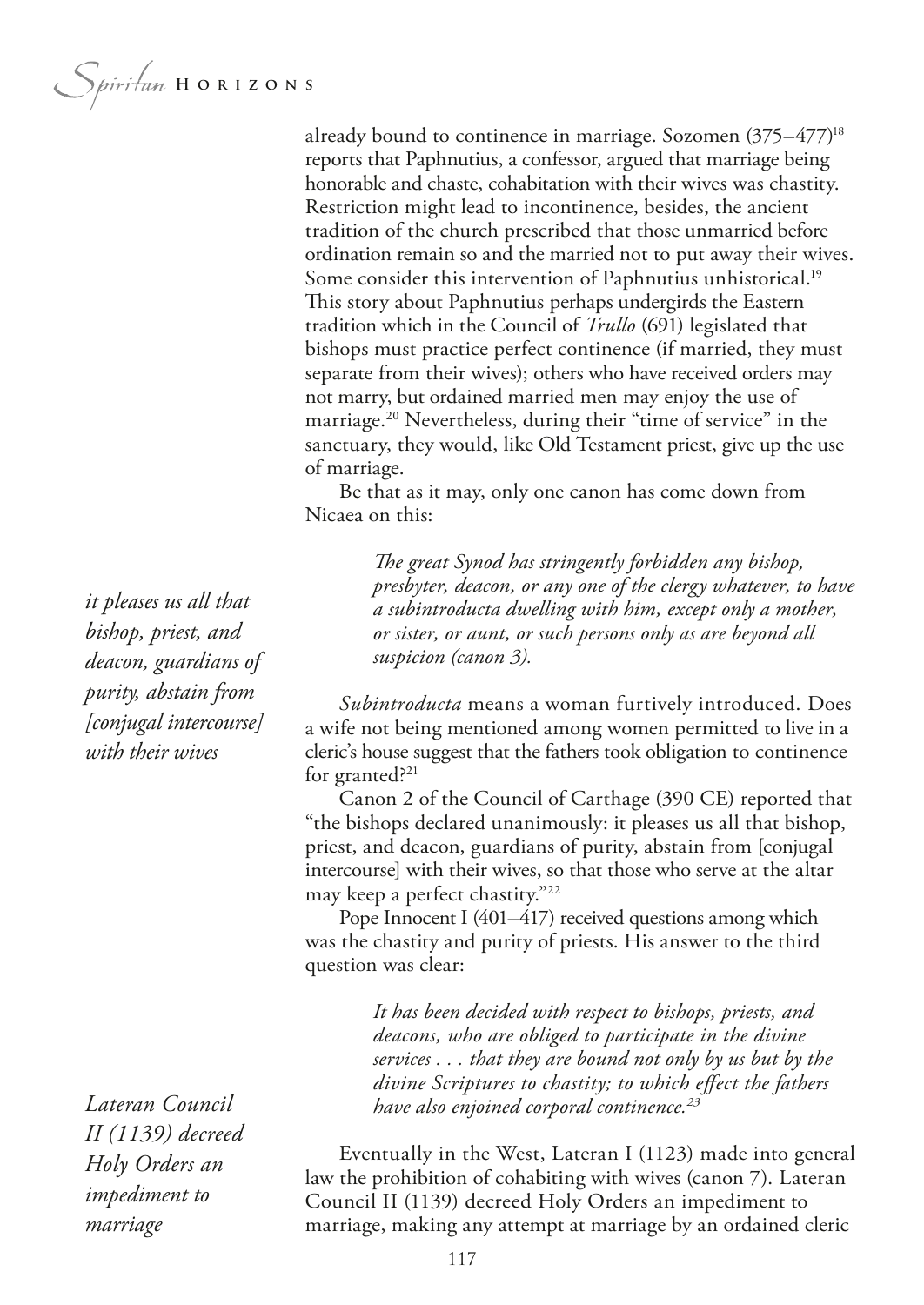already bound to continence in marriage. Sozomen (375–477)[18] reports that Paphnutius, a confessor, argued that marriage being honorable and chaste, cohabitation with their wives was chastity. Restriction might lead to incontinence, besides, the ancient tradition of the church prescribed that those unmarried before ordination remain so and the married not to put away their wives. Some consider this intervention of Paphnutius unhistorical.[19] This story about Paphnutius perhaps undergirds the Eastern tradition which in the Council of *Trullo* (691) legislated that bishops must practice perfect continence (if married, they must separate from their wives); others who have received orders may not marry, but ordained married men may enjoy the use of marriage.[20] Nevertheless, during their "time of service" in the sanctuary, they would, like Old Testament priest, give up the use of marriage.

Be that as it may, only one canon has come down from Nicaea on this:

> *The great Synod has stringently forbidden any bishop, presbyter, deacon, or any one of the clergy whatever, to have a subintroducta dwelling with him, except only a mother, or sister, or aunt, or such persons only as are beyond all suspicion (canon 3).*

*it pleases us all that bishop, priest, and deacon, guardians of purity, abstain from [conjugal intercourse] with their wives*

*Subintroducta* means a woman furtively introduced. Does a wife not being mentioned among women permitted to live in a cleric's house suggest that the fathers took obligation to continence for granted?[21]

Canon 2 of the Council of Carthage (390 CE) reported that "the bishops declared unanimously: it pleases us all that bishop, priest, and deacon, guardians of purity, abstain from [conjugal intercourse] with their wives, so that those who serve at the altar may keep a perfect chastity."[22]

Pope Innocent I (401–417) received questions among which was the chastity and purity of priests. His answer to the third question was clear:

> *It has been decided with respect to bishops, priests, and deacons, who are obliged to participate in the divine services . . . that they are bound not only by us but by the divine Scriptures to chastity; to which effect the fathers have also enjoined corporal continence.*[23]

*Lateran Council II (1139) decreed Holy Orders an impediment to marriage*

Eventually in the West, Lateran I (1123) made into general law the prohibition of cohabiting with wives (canon 7). Lateran Council II (1139) decreed Holy Orders an impediment to marriage, making any attempt at marriage by an ordained cleric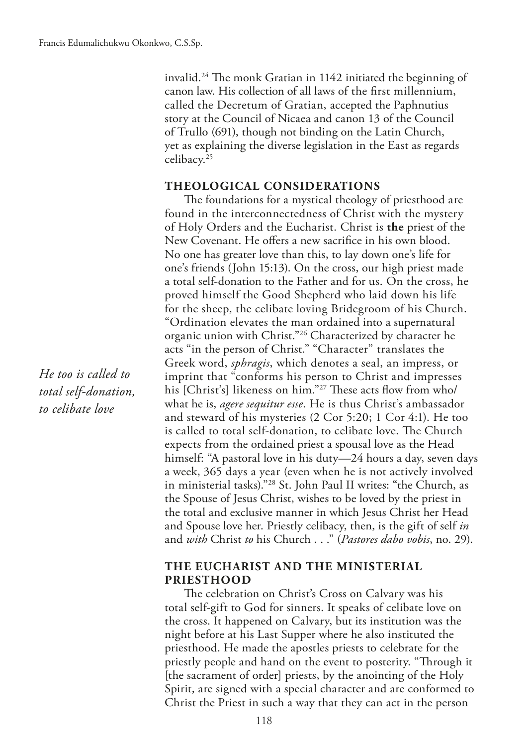invalid.[24] The monk Gratian in 1142 initiated the beginning of canon law. His collection of all laws of the first millennium, called the Decretum of Gratian, accepted the Paphnutius story at the Council of Nicaea and canon 13 of the Council of Trullo (691), though not binding on the Latin Church, yet as explaining the diverse legislation in the East as regards celibacy.[25]

## THEOLOGICAL CONSIDERATIONS

The foundations for a mystical theology of priesthood are found in the interconnectedness of Christ with the mystery of Holy Orders and the Eucharist. Christ is **the** priest of the New Covenant. He offers a new sacrifice in his own blood. No one has greater love than this, to lay down one's life for one's friends (John 15:13). On the cross, our high priest made a total self-donation to the Father and for us. On the cross, he proved himself the Good Shepherd who laid down his life for the sheep, the celibate loving Bridegroom of his Church. "Ordination elevates the man ordained into a supernatural organic union with Christ."[26] Characterized by character he acts "in the person of Christ." "Character" translates the Greek word, *sphragis*, which denotes a seal, an impress, or imprint that "conforms his person to Christ and impresses his [Christ's] likeness on him."[27] These acts flow from who/what he is, *agere sequitur esse*. He is thus Christ's ambassador and steward of his mysteries (2 Cor 5:20; 1 Cor 4:1). He too is called to total self-donation, to celibate love. The Church expects from the ordained priest a spousal love as the Head himself: "A pastoral love in his duty—24 hours a day, seven days a week, 365 days a year (even when he is not actively involved in ministerial tasks)."[28] St. John Paul II writes: "the Church, as the Spouse of Jesus Christ, wishes to be loved by the priest in the total and exclusive manner in which Jesus Christ her Head and Spouse love her. Priestly celibacy, then, is the gift of self *in* and *with* Christ *to* his Church . . ." (*Pastores dabo vobis*, no. 29).

*He too is called to total self-donation, to celibate love*

## THE EUCHARIST AND THE MINISTERIAL PRIESTHOOD

The celebration on Christ's Cross on Calvary was his total self-gift to God for sinners. It speaks of celibate love on the cross. It happened on Calvary, but its institution was the night before at his Last Supper where he also instituted the priesthood. He made the apostles priests to celebrate for the priestly people and hand on the event to posterity. "Through it [the sacrament of order] priests, by the anointing of the Holy Spirit, are signed with a special character and are conformed to Christ the Priest in such a way that they can act in the person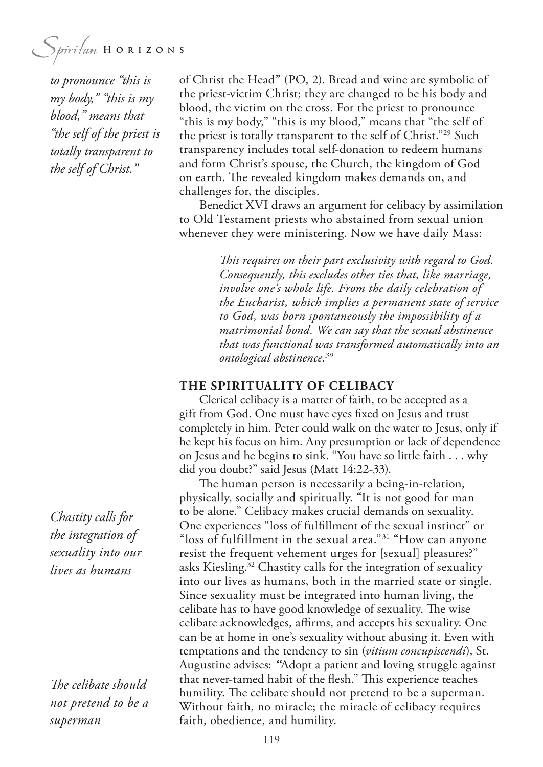*to pronounce "this is my body," "this is my blood," means that "the self of the priest is totally transparent to the self of Christ."*

of Christ the Head" (PO, 2). Bread and wine are symbolic of the priest-victim Christ; they are changed to be his body and blood, the victim on the cross. For the priest to pronounce "this is my body," "this is my blood," means that "the self of the priest is totally transparent to the self of Christ."[29] Such transparency includes total self-donation to redeem humans and form Christ's spouse, the Church, the kingdom of God on earth. The revealed kingdom makes demands on, and challenges for, the disciples.

Benedict XVI draws an argument for celibacy by assimilation to Old Testament priests who abstained from sexual union whenever they were ministering. Now we have daily Mass:

> *This requires on their part exclusivity with regard to God. Consequently, this excludes other ties that, like marriage, involve one's whole life. From the daily celebration of the Eucharist, which implies a permanent state of service to God, was born spontaneously the impossibility of a matrimonial bond. We can say that the sexual abstinence that was functional was transformed automatically into an ontological abstinence.*[30]

## THE SPIRITUALITY OF CELIBACY

Clerical celibacy is a matter of faith, to be accepted as a gift from God. One must have eyes fixed on Jesus and trust completely in him. Peter could walk on the water to Jesus, only if he kept his focus on him. Any presumption or lack of dependence on Jesus and he begins to sink. "You have so little faith . . . why did you doubt?" said Jesus (Matt 14:22-33).

*Chastity calls for the integration of sexuality into our lives as humans*

The human person is necessarily a being-in-relation, physically, socially and spiritually. "It is not good for man to be alone." Celibacy makes crucial demands on sexuality. One experiences "loss of fulfillment of the sexual instinct" or "loss of fulfillment in the sexual area."[31] "How can anyone resist the frequent vehement urges for [sexual] pleasures?" asks Kiesling.[32] Chastity calls for the integration of sexuality into our lives as humans, both in the married state or single. Since sexuality must be integrated into human living, the celibate has to have good knowledge of sexuality. The wise celibate acknowledges, affirms, and accepts his sexuality. One can be at home in one's sexuality without abusing it. Even with temptations and the tendency to sin (*vitium concupiscendi*), St. Augustine advises: "Adopt a patient and loving struggle against that never-tamed habit of the flesh." This experience teaches humility. The celibate should not pretend to be a superman. Without faith, no miracle; the miracle of celibacy requires faith, obedience, and humility.

*The celibate should not pretend to be a superman*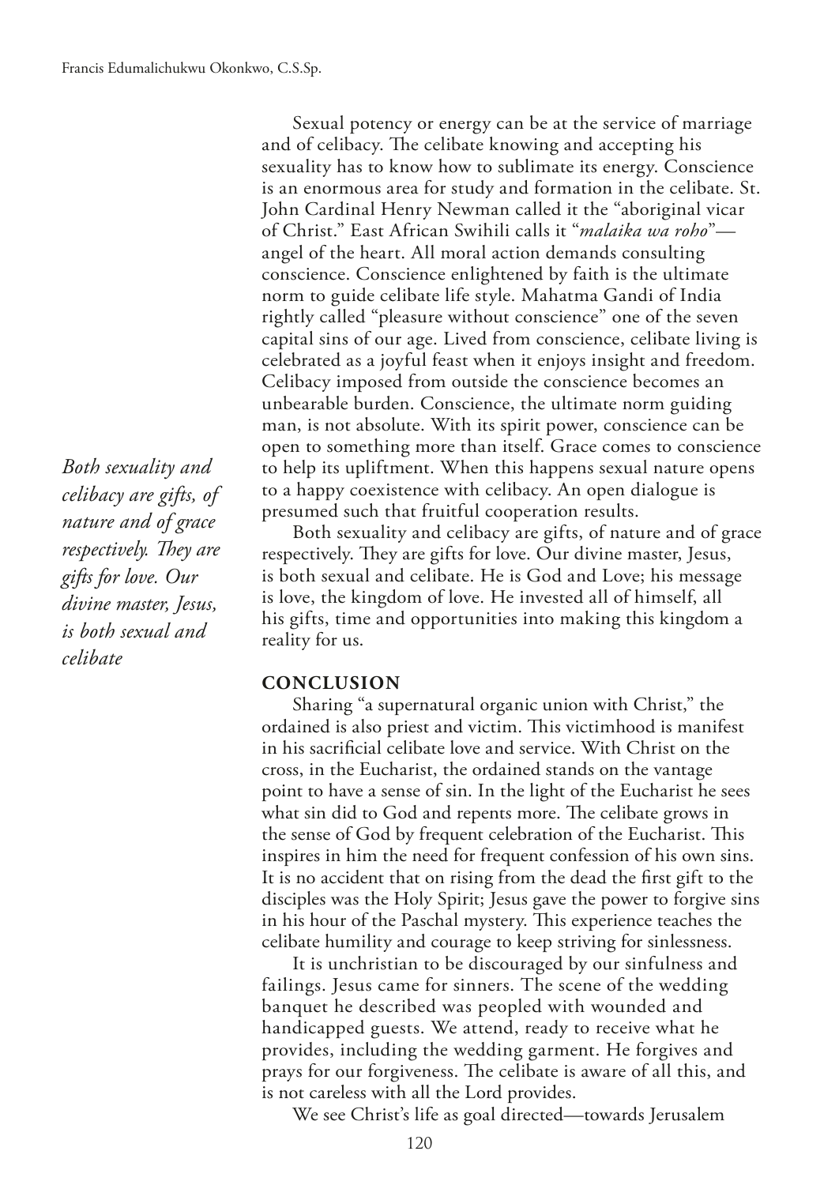Sexual potency or energy can be at the service of marriage and of celibacy. The celibate knowing and accepting his sexuality has to know how to sublimate its energy. Conscience is an enormous area for study and formation in the celibate. St. John Cardinal Henry Newman called it the "aboriginal vicar of Christ." East African Swihili calls it "*malaika wa roho*"—angel of the heart. All moral action demands consulting conscience. Conscience enlightened by faith is the ultimate norm to guide celibate life style. Mahatma Gandi of India rightly called "pleasure without conscience" one of the seven capital sins of our age. Lived from conscience, celibate living is celebrated as a joyful feast when it enjoys insight and freedom. Celibacy imposed from outside the conscience becomes an unbearable burden. Conscience, the ultimate norm guiding man, is not absolute. With its spirit power, conscience can be open to something more than itself. Grace comes to conscience to help its upliftment. When this happens sexual nature opens to a happy coexistence with celibacy. An open dialogue is presumed such that fruitful cooperation results.

*Both sexuality and celibacy are gifts, of nature and of grace respectively. They are gifts for love. Our divine master, Jesus, is both sexual and celibate*

Both sexuality and celibacy are gifts, of nature and of grace respectively. They are gifts for love. Our divine master, Jesus, is both sexual and celibate. He is God and Love; his message is love, the kingdom of love. He invested all of himself, all his gifts, time and opportunities into making this kingdom a reality for us.

## CONCLUSION

Sharing "a supernatural organic union with Christ," the ordained is also priest and victim. This victimhood is manifest in his sacrificial celibate love and service. With Christ on the cross, in the Eucharist, the ordained stands on the vantage point to have a sense of sin. In the light of the Eucharist he sees what sin did to God and repents more. The celibate grows in the sense of God by frequent celebration of the Eucharist. This inspires in him the need for frequent confession of his own sins. It is no accident that on rising from the dead the first gift to the disciples was the Holy Spirit; Jesus gave the power to forgive sins in his hour of the Paschal mystery. This experience teaches the celibate humility and courage to keep striving for sinlessness.

It is unchristian to be discouraged by our sinfulness and failings. Jesus came for sinners. The scene of the wedding banquet he described was peopled with wounded and handicapped guests. We attend, ready to receive what he provides, including the wedding garment. He forgives and prays for our forgiveness. The celibate is aware of all this, and is not careless with all the Lord provides.

We see Christ's life as goal directed—towards Jerusalem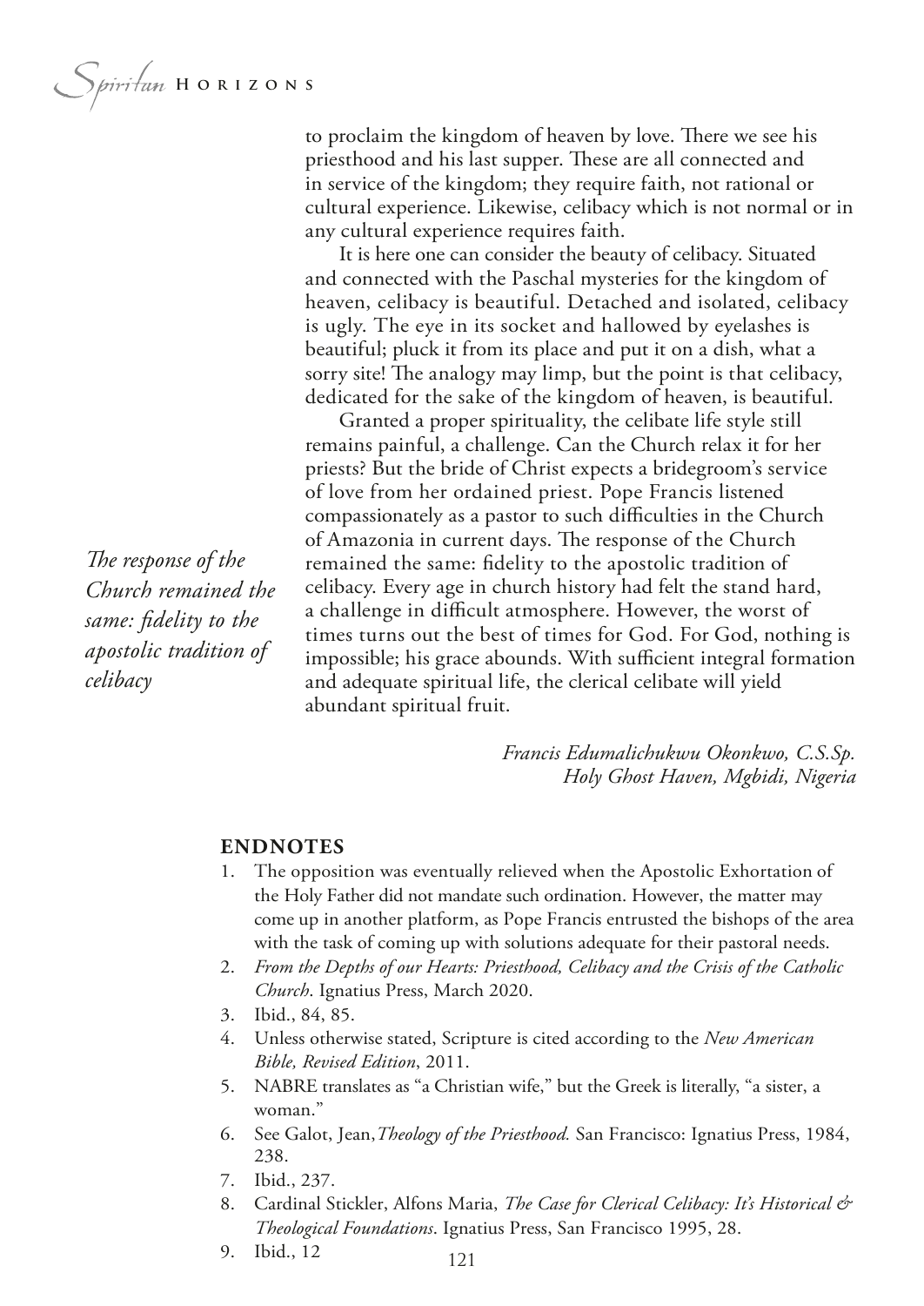to proclaim the kingdom of heaven by love. There we see his priesthood and his last supper. These are all connected and in service of the kingdom; they require faith, not rational or cultural experience. Likewise, celibacy which is not normal or in any cultural experience requires faith.

It is here one can consider the beauty of celibacy. Situated and connected with the Paschal mysteries for the kingdom of heaven, celibacy is beautiful. Detached and isolated, celibacy is ugly. The eye in its socket and hallowed by eyelashes is beautiful; pluck it from its place and put it on a dish, what a sorry site! The analogy may limp, but the point is that celibacy, dedicated for the sake of the kingdom of heaven, is beautiful.

Granted a proper spirituality, the celibate life style still remains painful, a challenge. Can the Church relax it for her priests? But the bride of Christ expects a bridegroom's service of love from her ordained priest. Pope Francis listened compassionately as a pastor to such difficulties in the Church of Amazonia in current days. The response of the Church remained the same: fidelity to the apostolic tradition of celibacy. Every age in church history had felt the stand hard, a challenge in difficult atmosphere. However, the worst of times turns out the best of times for God. For God, nothing is impossible; his grace abounds. With sufficient integral formation and adequate spiritual life, the clerical celibate will yield abundant spiritual fruit.

*The response of the Church remained the same: fidelity to the apostolic tradition of celibacy*

*Francis Edumalichukwu Okonkwo, C.S.Sp.*
*Holy Ghost Haven, Mgbidi, Nigeria*

## ENDNOTES

1. The opposition was eventually relieved when the Apostolic Exhortation of the Holy Father did not mandate such ordination. However, the matter may come up in another platform, as Pope Francis entrusted the bishops of the area with the task of coming up with solutions adequate for their pastoral needs.
2. *From the Depths of our Hearts: Priesthood, Celibacy and the Crisis of the Catholic Church*. Ignatius Press, March 2020.
3. Ibid., 84, 85.
4. Unless otherwise stated, Scripture is cited according to the *New American Bible, Revised Edition*, 2011.
5. NABRE translates as "a Christian wife," but the Greek is literally, "a sister, a woman."
6. See Galot, Jean, *Theology of the Priesthood.* San Francisco: Ignatius Press, 1984, 238.
7. Ibid., 237.
8. Cardinal Stickler, Alfons Maria, *The Case for Clerical Celibacy: It's Historical & Theological Foundations*. Ignatius Press, San Francisco 1995, 28.
9. Ibid., 12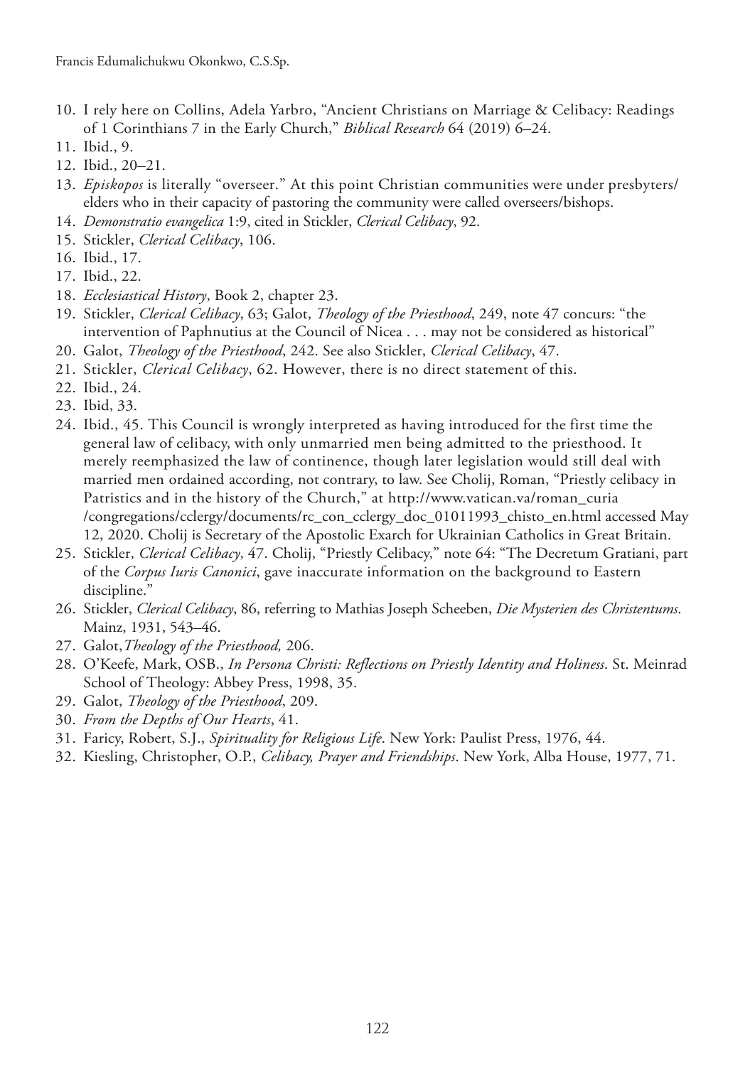10. I rely here on Collins, Adela Yarbro, "Ancient Christians on Marriage & Celibacy: Readings of 1 Corinthians 7 in the Early Church," *Biblical Research* 64 (2019) 6–24.
11. Ibid., 9.
12. Ibid., 20–21.
13. *Episkopos* is literally "overseer." At this point Christian communities were under presbyters/ elders who in their capacity of pastoring the community were called overseers/bishops.
14. *Demonstratio evangelica* 1:9, cited in Stickler, *Clerical Celibacy*, 92.
15. Stickler, *Clerical Celibacy*, 106.
16. Ibid., 17.
17. Ibid., 22.
18. *Ecclesiastical History*, Book 2, chapter 23.
19. Stickler, *Clerical Celibacy*, 63; Galot, *Theology of the Priesthood*, 249, note 47 concurs: "the intervention of Paphnutius at the Council of Nicea . . . may not be considered as historical"
20. Galot, *Theology of the Priesthood*, 242. See also Stickler, *Clerical Celibacy*, 47.
21. Stickler, *Clerical Celibacy*, 62. However, there is no direct statement of this.
22. Ibid., 24.
23. Ibid, 33.
24. Ibid., 45. This Council is wrongly interpreted as having introduced for the first time the general law of celibacy, with only unmarried men being admitted to the priesthood. It merely reemphasized the law of continence, though later legislation would still deal with married men ordained according, not contrary, to law. See Cholij, Roman, "Priestly celibacy in Patristics and in the history of the Church," at http://www.vatican.va/roman_curia /congregations/cclergy/documents/rc_con_cclergy_doc_01011993_chisto_en.html accessed May 12, 2020. Cholij is Secretary of the Apostolic Exarch for Ukrainian Catholics in Great Britain.
25. Stickler, *Clerical Celibacy*, 47. Cholij, "Priestly Celibacy," note 64: "The Decretum Gratiani, part of the *Corpus Iuris Canonici*, gave inaccurate information on the background to Eastern discipline."
26. Stickler, *Clerical Celibacy*, 86, referring to Mathias Joseph Scheeben, *Die Mysterien des Christentums*. Mainz, 1931, 543–46.
27. Galot, *Theology of the Priesthood,* 206.
28. O'Keefe, Mark, OSB., *In Persona Christi: Reflections on Priestly Identity and Holiness*. St. Meinrad School of Theology: Abbey Press, 1998, 35.
29. Galot, *Theology of the Priesthood*, 209.
30. *From the Depths of Our Hearts*, 41.
31. Faricy, Robert, S.J., *Spirituality for Religious Life*. New York: Paulist Press, 1976, 44.
32. Kiesling, Christopher, O.P., *Celibacy, Prayer and Friendships*. New York, Alba House, 1977, 71.